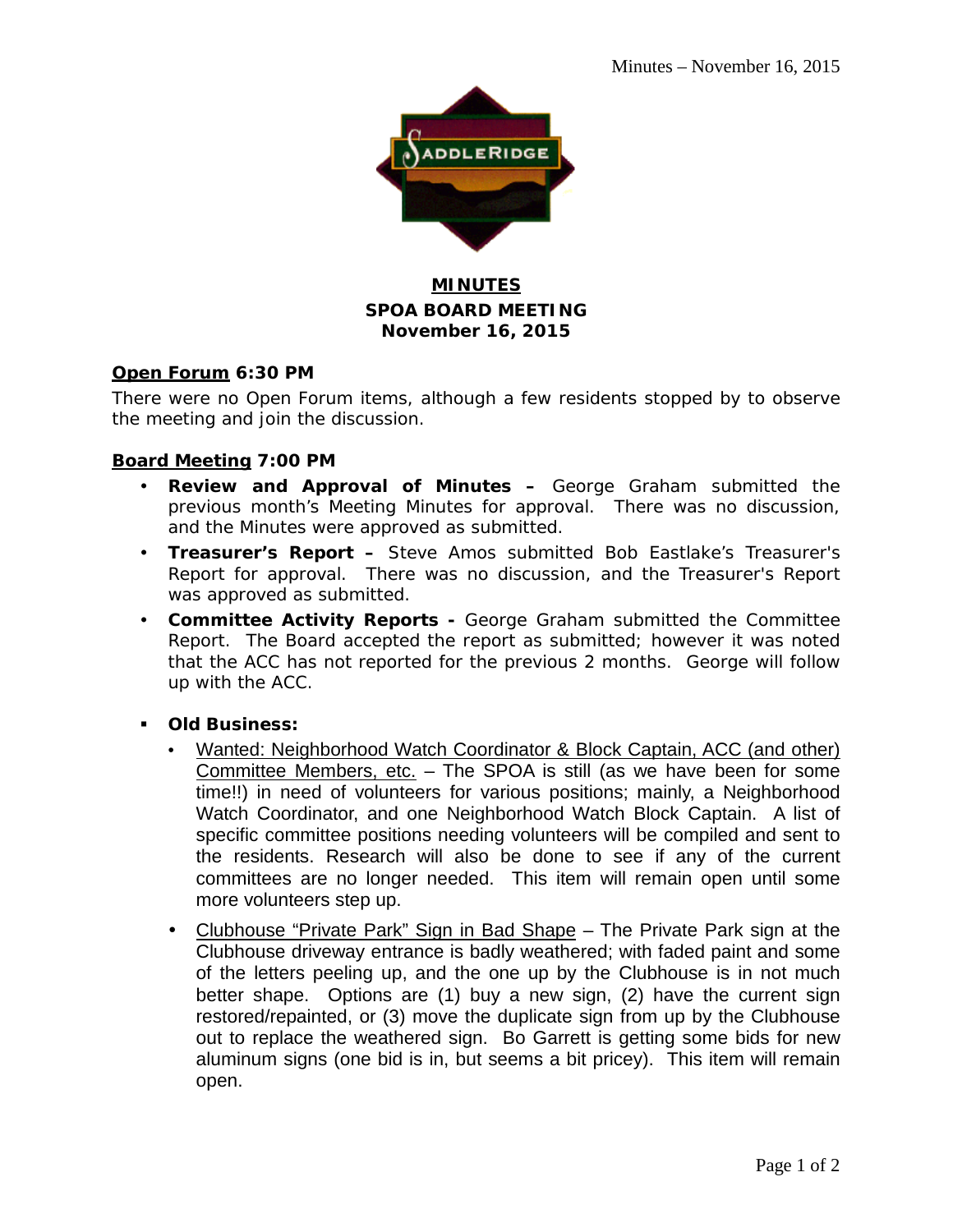# MINUTES

## SPOA BOARD MEETING
## November 16, 2015

**Open Forum 6:30 PM**

There were no Open Forum items, although a few residents stopped by to observe the meeting and join the discussion.

**Board Meeting 7:00 PM**

- **Review and Approval of Minutes –** George Graham submitted the previous month's Meeting Minutes for approval. There was no discussion, and the Minutes were approved as submitted.
- **Treasurer's Report –** Steve Amos submitted Bob Eastlake's Treasurer's Report for approval. There was no discussion, and the Treasurer's Report was approved as submitted.
- **Committee Activity Reports -** George Graham submitted the Committee Report. The Board accepted the report as submitted; however it was noted that the ACC has not reported for the previous 2 months. George will follow up with the ACC.

- **Old Business:**
  - Wanted: Neighborhood Watch Coordinator & Block Captain, ACC (and other) Committee Members, etc. – The SPOA is still (as we have been for some time!!) in need of volunteers for various positions; mainly, a Neighborhood Watch Coordinator, and one Neighborhood Watch Block Captain. A list of specific committee positions needing volunteers will be compiled and sent to the residents. Research will also be done to see if any of the current committees are no longer needed. This item will remain open until some more volunteers step up.
  - Clubhouse "Private Park" Sign in Bad Shape – The Private Park sign at the Clubhouse driveway entrance is badly weathered; with faded paint and some of the letters peeling up, and the one up by the Clubhouse is in not much better shape. Options are (1) buy a new sign, (2) have the current sign restored/repainted, or (3) move the duplicate sign from up by the Clubhouse out to replace the weathered sign. Bo Garrett is getting some bids for new aluminum signs (one bid is in, but seems a bit pricey). This item will remain open.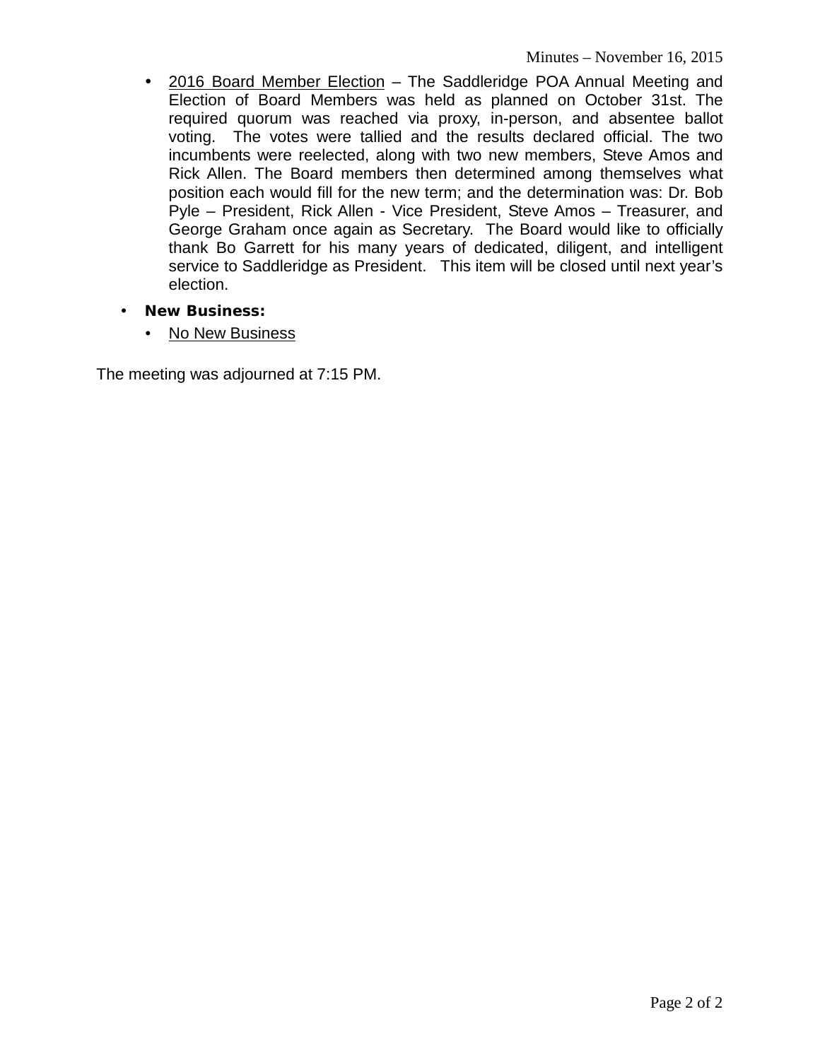- 2016 Board Member Election – The Saddleridge POA Annual Meeting and Election of Board Members was held as planned on October 31st. The required quorum was reached via proxy, in-person, and absentee ballot voting. The votes were tallied and the results declared official. The two incumbents were reelected, along with two new members, Steve Amos and Rick Allen. The Board members then determined among themselves what position each would fill for the new term; and the determination was: Dr. Bob Pyle – President, Rick Allen - Vice President, Steve Amos – Treasurer, and George Graham once again as Secretary. The Board would like to officially thank Bo Garrett for his many years of dedicated, diligent, and intelligent service to Saddleridge as President. This item will be closed until next year's election.

- **New Business:**
  - No New Business

The meeting was adjourned at 7:15 PM.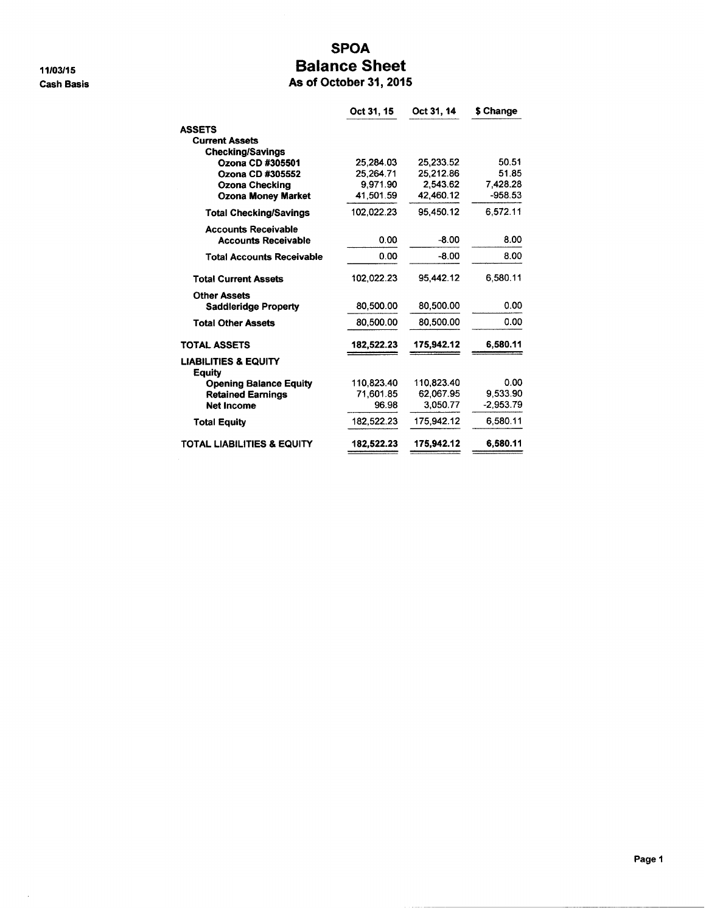11/03/15
Cash Basis

# SPOA
## Balance Sheet
### As of October 31, 2015

| | Oct 31, 15 | Oct 31, 14 | $ Change |
|---|---|---|---|
| **ASSETS** | | | |
| **Current Assets** | | | |
| **Checking/Savings** | | | |
| **Ozona CD #305501** | 25,284.03 | 25,233.52 | 50.51 |
| **Ozona CD #305552** | 25,264.71 | 25,212.86 | 51.85 |
| **Ozona Checking** | 9,971.90 | 2,543.62 | 7,428.28 |
| **Ozona Money Market** | 41,501.59 | 42,460.12 | -958.53 |
| **Total Checking/Savings** | 102,022.23 | 95,450.12 | 6,572.11 |
| **Accounts Receivable** | | | |
| **Accounts Receivable** | 0.00 | -8.00 | 8.00 |
| **Total Accounts Receivable** | 0.00 | -8.00 | 8.00 |
| **Total Current Assets** | 102,022.23 | 95,442.12 | 6,580.11 |
| **Other Assets** | | | |
| **Saddleridge Property** | 80,500.00 | 80,500.00 | 0.00 |
| **Total Other Assets** | 80,500.00 | 80,500.00 | 0.00 |
| **TOTAL ASSETS** | **182,522.23** | **175,942.12** | **6,580.11** |
| **LIABILITIES & EQUITY** | | | |
| **Equity** | | | |
| **Opening Balance Equity** | 110,823.40 | 110,823.40 | 0.00 |
| **Retained Earnings** | 71,601.85 | 62,067.95 | 9,533.90 |
| **Net Income** | 96.98 | 3,050.77 | -2,953.79 |
| **Total Equity** | 182,522.23 | 175,942.12 | 6,580.11 |
| **TOTAL LIABILITIES & EQUITY** | **182,522.23** | **175,942.12** | **6,580.11** |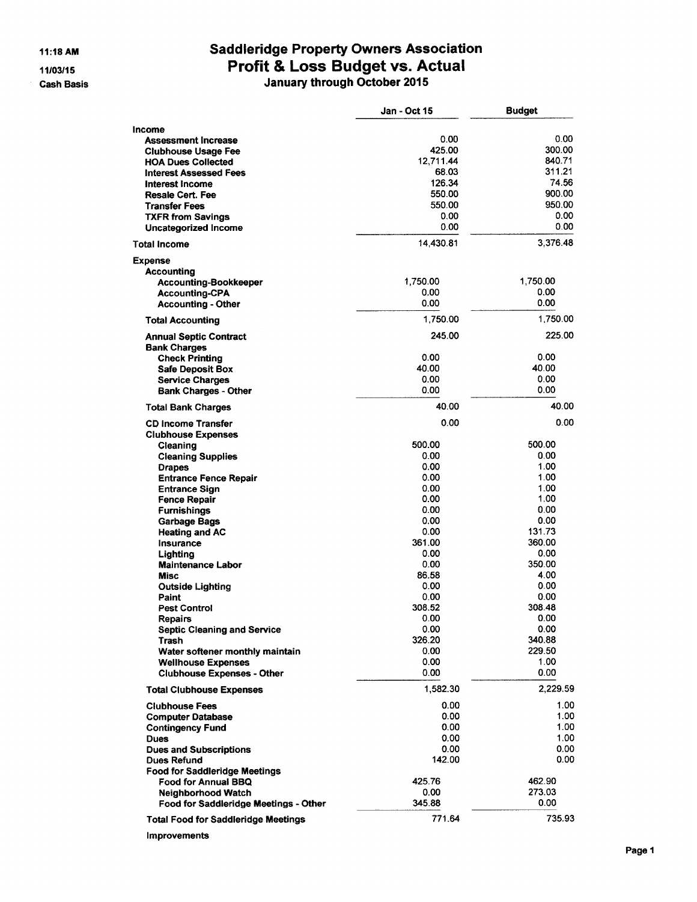11:18 AM

11/03/15

Cash Basis

# Saddleridge Property Owners Association
## Profit & Loss Budget vs. Actual
### January through October 2015

| | Jan - Oct 15 | Budget |
|---|---|---|
| **Income** | | |
| Assessment Increase | 0.00 | 0.00 |
| Clubhouse Usage Fee | 425.00 | 300.00 |
| HOA Dues Collected | 12,711.44 | 840.71 |
| Interest Assessed Fees | 68.03 | 311.21 |
| Interest Income | 126.34 | 74.56 |
| Resale Cert. Fee | 550.00 | 900.00 |
| Transfer Fees | 550.00 | 950.00 |
| TXFR from Savings | 0.00 | 0.00 |
| Uncategorized Income | 0.00 | 0.00 |
| **Total Income** | 14,430.81 | 3,376.48 |
| **Expense** | | |
| Accounting | | |
| Accounting-Bookkeeper | 1,750.00 | 1,750.00 |
| Accounting-CPA | 0.00 | 0.00 |
| Accounting - Other | 0.00 | 0.00 |
| **Total Accounting** | 1,750.00 | 1,750.00 |
| Annual Septic Contract | 245.00 | 225.00 |
| Bank Charges | | |
| Check Printing | 0.00 | 0.00 |
| Safe Deposit Box | 40.00 | 40.00 |
| Service Charges | 0.00 | 0.00 |
| Bank Charges - Other | 0.00 | 0.00 |
| **Total Bank Charges** | 40.00 | 40.00 |
| CD Income Transfer | 0.00 | 0.00 |
| Clubhouse Expenses | | |
| Cleaning | 500.00 | 500.00 |
| Cleaning Supplies | 0.00 | 0.00 |
| Drapes | 0.00 | 1.00 |
| Entrance Fence Repair | 0.00 | 1.00 |
| Entrance Sign | 0.00 | 1.00 |
| Fence Repair | 0.00 | 1.00 |
| Furnishings | 0.00 | 0.00 |
| Garbage Bags | 0.00 | 0.00 |
| Heating and AC | 0.00 | 131.73 |
| Insurance | 361.00 | 360.00 |
| Lighting | 0.00 | 0.00 |
| Maintenance Labor | 0.00 | 350.00 |
| Misc | 86.58 | 4.00 |
| Outside Lighting | 0.00 | 0.00 |
| Paint | 0.00 | 0.00 |
| Pest Control | 308.52 | 308.48 |
| Repairs | 0.00 | 0.00 |
| Septic Cleaning and Service | 0.00 | 0.00 |
| Trash | 326.20 | 340.88 |
| Water softener monthly maintain | 0.00 | 229.50 |
| Wellhouse Expenses | 0.00 | 1.00 |
| Clubhouse Expenses - Other | 0.00 | 0.00 |
| **Total Clubhouse Expenses** | 1,582.30 | 2,229.59 |
| Clubhouse Fees | 0.00 | 1.00 |
| Computer Database | 0.00 | 1.00 |
| Contingency Fund | 0.00 | 1.00 |
| Dues | 0.00 | 1.00 |
| Dues and Subscriptions | 0.00 | 0.00 |
| Dues Refund | 142.00 | 0.00 |
| Food for Saddleridge Meetings | | |
| Food for Annual BBQ | 425.76 | 462.90 |
| Neighborhood Watch | 0.00 | 273.03 |
| Food for Saddleridge Meetings - Other | 345.88 | 0.00 |
| **Total Food for Saddleridge Meetings** | 771.64 | 735.93 |
| Improvements | | |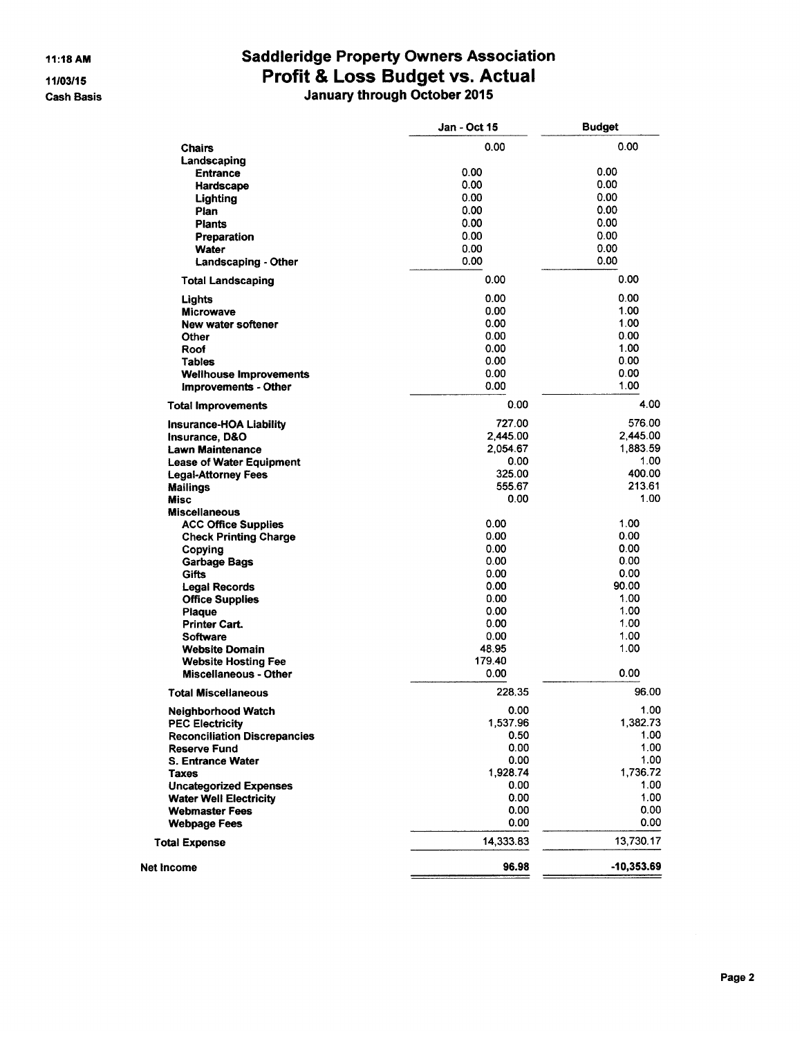# Saddleridge Property Owners Association
## Profit & Loss Budget vs. Actual
### January through October 2015

11:18 AM
11/03/15
Cash Basis

| | Jan - Oct 15 | Budget |
|---|---|---|
| Chairs | 0.00 | 0.00 |
| Landscaping | | |
| Entrance | 0.00 | 0.00 |
| Hardscape | 0.00 | 0.00 |
| Lighting | 0.00 | 0.00 |
| Plan | 0.00 | 0.00 |
| Plants | 0.00 | 0.00 |
| Preparation | 0.00 | 0.00 |
| Water | 0.00 | 0.00 |
| Landscaping - Other | 0.00 | 0.00 |
| Total Landscaping | 0.00 | 0.00 |
| Lights | 0.00 | 0.00 |
| Microwave | 0.00 | 1.00 |
| New water softener | 0.00 | 1.00 |
| Other | 0.00 | 0.00 |
| Roof | 0.00 | 1.00 |
| Tables | 0.00 | 0.00 |
| Wellhouse Improvements | 0.00 | 0.00 |
| Improvements - Other | 0.00 | 1.00 |
| Total Improvements | 0.00 | 4.00 |
| Insurance-HOA Liability | 727.00 | 576.00 |
| Insurance, D&O | 2,445.00 | 2,445.00 |
| Lawn Maintenance | 2,054.67 | 1,883.59 |
| Lease of Water Equipment | 0.00 | 1.00 |
| Legal-Attorney Fees | 325.00 | 400.00 |
| Mailings | 555.67 | 213.61 |
| Misc | 0.00 | 1.00 |
| Miscellaneous | | |
| ACC Office Supplies | 0.00 | 1.00 |
| Check Printing Charge | 0.00 | 0.00 |
| Copying | 0.00 | 0.00 |
| Garbage Bags | 0.00 | 0.00 |
| Gifts | 0.00 | 0.00 |
| Legal Records | 0.00 | 90.00 |
| Office Supplies | 0.00 | 1.00 |
| Plaque | 0.00 | 1.00 |
| Printer Cart. | 0.00 | 1.00 |
| Software | 0.00 | 1.00 |
| Website Domain | 48.95 | 1.00 |
| Website Hosting Fee | 179.40 | |
| Miscellaneous - Other | 0.00 | 0.00 |
| Total Miscellaneous | 228.35 | 96.00 |
| Neighborhood Watch | 0.00 | 1.00 |
| PEC Electricity | 1,537.96 | 1,382.73 |
| Reconciliation Discrepancies | 0.50 | 1.00 |
| Reserve Fund | 0.00 | 1.00 |
| S. Entrance Water | 0.00 | 1.00 |
| Taxes | 1,928.74 | 1,736.72 |
| Uncategorized Expenses | 0.00 | 1.00 |
| Water Well Electricity | 0.00 | 1.00 |
| Webmaster Fees | 0.00 | 0.00 |
| Webpage Fees | 0.00 | 0.00 |
| Total Expense | 14,333.83 | 13,730.17 |
| Net Income | 96.98 | -10,353.69 |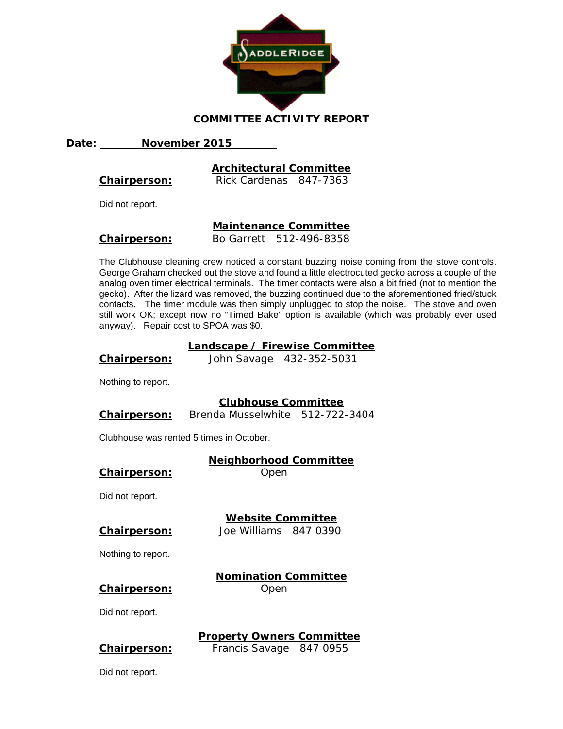# COMMITTEE ACTIVITY REPORT

**Date: November 2015**

## Architectural Committee

**Chairperson:** Rick Cardenas 847-7363

Did not report.

## Maintenance Committee

**Chairperson:** Bo Garrett 512-496-8358

The Clubhouse cleaning crew noticed a constant buzzing noise coming from the stove controls. George Graham checked out the stove and found a little electrocuted gecko across a couple of the analog oven timer electrical terminals. The timer contacts were also a bit fried (not to mention the gecko). After the lizard was removed, the buzzing continued due to the aforementioned fried/stuck contacts. The timer module was then simply unplugged to stop the noise. The stove and oven still work OK; except now no "Timed Bake" option is available (which was probably ever used anyway). Repair cost to SPOA was $0.

## Landscape / Firewise Committee

**Chairperson:** John Savage 432-352-5031

Nothing to report.

## Clubhouse Committee

**Chairperson:** Brenda Musselwhite 512-722-3404

Clubhouse was rented 5 times in October.

## Neighborhood Committee

**Chairperson:** Open

Did not report.

## Website Committee

**Chairperson:** Joe Williams 847 0390

Nothing to report.

## Nomination Committee

**Chairperson:** Open

Did not report.

## Property Owners Committee

**Chairperson:** Francis Savage 847 0955

Did not report.